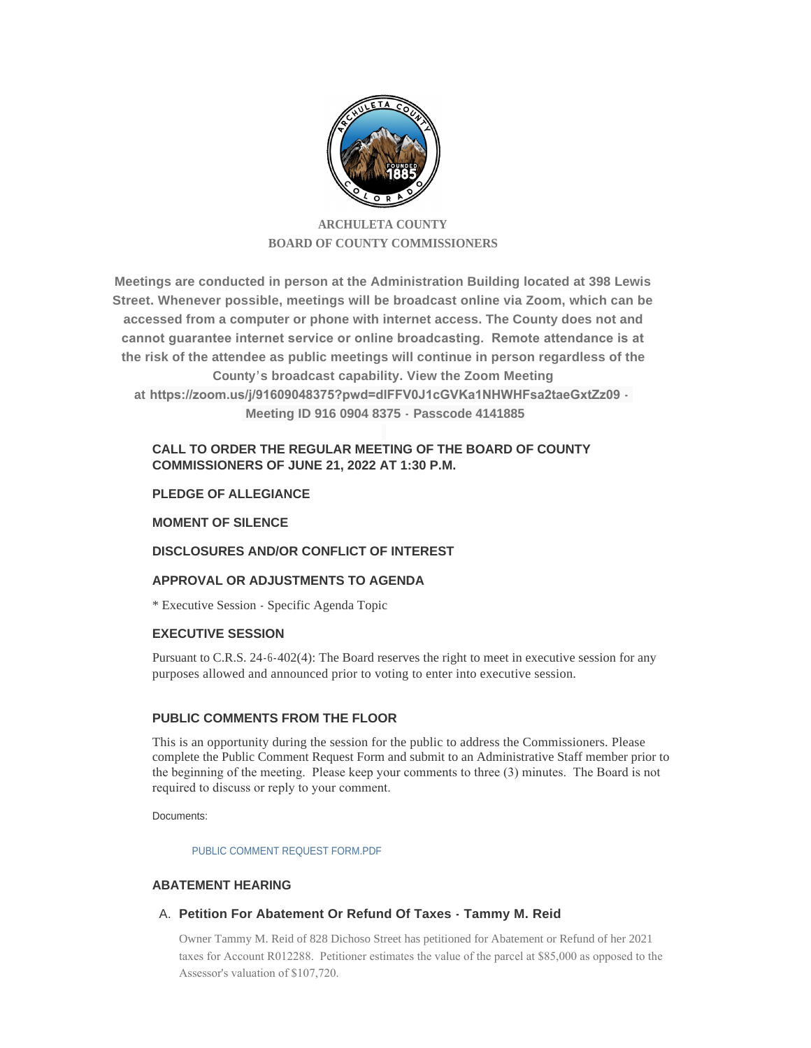# ARCHULETA COUNTY
## BOARD OF COUNTY COMMISSIONERS

**Meetings are conducted in person at the Administration Building located at 398 Lewis Street. Whenever possible, meetings will be broadcast online via Zoom, which can be accessed from a computer or phone with internet access. The County does not and cannot guarantee internet service or online broadcasting. Remote attendance is at the risk of the attendee as public meetings will continue in person regardless of the County's broadcast capability. View the Zoom Meeting at https://zoom.us/j/91609048375?pwd=dlFFV0J1cGVKa1NHWHFsa2taeGxtZz09 - Meeting ID 916 0904 8375 - Passcode 4141885**

### CALL TO ORDER THE REGULAR MEETING OF THE BOARD OF COUNTY COMMISSIONERS OF JUNE 21, 2022 AT 1:30 P.M.

### PLEDGE OF ALLEGIANCE

### MOMENT OF SILENCE

### DISCLOSURES AND/OR CONFLICT OF INTEREST

### APPROVAL OR ADJUSTMENTS TO AGENDA

* Executive Session - Specific Agenda Topic

### EXECUTIVE SESSION

Pursuant to C.R.S. 24-6-402(4): The Board reserves the right to meet in executive session for any purposes allowed and announced prior to voting to enter into executive session.

### PUBLIC COMMENTS FROM THE FLOOR

This is an opportunity during the session for the public to address the Commissioners. Please complete the Public Comment Request Form and submit to an Administrative Staff member prior to the beginning of the meeting. Please keep your comments to three (3) minutes. The Board is not required to discuss or reply to your comment.

Documents:

PUBLIC COMMENT REQUEST FORM.PDF

### ABATEMENT HEARING

A. **Petition For Abatement Or Refund Of Taxes - Tammy M. Reid**

Owner Tammy M. Reid of 828 Dichoso Street has petitioned for Abatement or Refund of her 2021 taxes for Account R012288. Petitioner estimates the value of the parcel at $85,000 as opposed to the Assessor's valuation of $107,720.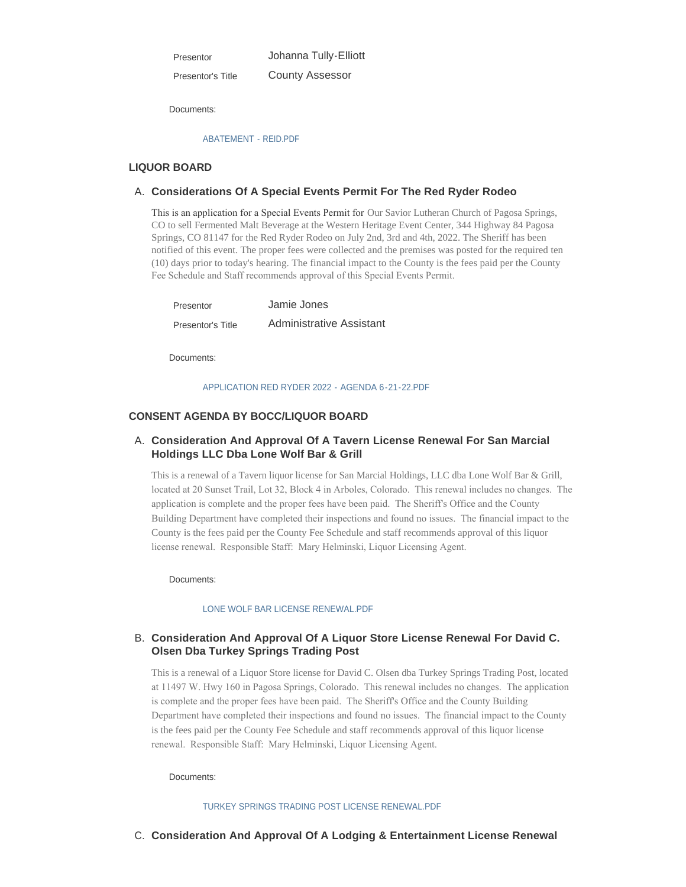| | |
|---|---|
| Presentor | Johanna Tully-Elliott |
| Presentor's Title | County Assessor |

Documents:

ABATEMENT - REID.PDF

## LIQUOR BOARD

### A. Considerations Of A Special Events Permit For The Red Ryder Rodeo

This is an application for a Special Events Permit for Our Savior Lutheran Church of Pagosa Springs, CO to sell Fermented Malt Beverage at the Western Heritage Event Center, 344 Highway 84 Pagosa Springs, CO 81147 for the Red Ryder Rodeo on July 2nd, 3rd and 4th, 2022. The Sheriff has been notified of this event. The proper fees were collected and the premises was posted for the required ten (10) days prior to today's hearing. The financial impact to the County is the fees paid per the County Fee Schedule and Staff recommends approval of this Special Events Permit.

| | |
|---|---|
| Presentor | Jamie Jones |
| Presentor's Title | Administrative Assistant |

Documents:

APPLICATION RED RYDER 2022 - AGENDA 6-21-22.PDF

## CONSENT AGENDA BY BOCC/LIQUOR BOARD

### A. Consideration And Approval Of A Tavern License Renewal For San Marcial Holdings LLC Dba Lone Wolf Bar & Grill

This is a renewal of a Tavern liquor license for San Marcial Holdings, LLC dba Lone Wolf Bar & Grill, located at 20 Sunset Trail, Lot 32, Block 4 in Arboles, Colorado. This renewal includes no changes. The application is complete and the proper fees have been paid. The Sheriff's Office and the County Building Department have completed their inspections and found no issues. The financial impact to the County is the fees paid per the County Fee Schedule and staff recommends approval of this liquor license renewal. Responsible Staff: Mary Helminski, Liquor Licensing Agent.

Documents:

LONE WOLF BAR LICENSE RENEWAL.PDF

### B. Consideration And Approval Of A Liquor Store License Renewal For David C. Olsen Dba Turkey Springs Trading Post

This is a renewal of a Liquor Store license for David C. Olsen dba Turkey Springs Trading Post, located at 11497 W. Hwy 160 in Pagosa Springs, Colorado. This renewal includes no changes. The application is complete and the proper fees have been paid. The Sheriff's Office and the County Building Department have completed their inspections and found no issues. The financial impact to the County is the fees paid per the County Fee Schedule and staff recommends approval of this liquor license renewal. Responsible Staff: Mary Helminski, Liquor Licensing Agent.

Documents:

TURKEY SPRINGS TRADING POST LICENSE RENEWAL.PDF

### C. Consideration And Approval Of A Lodging & Entertainment License Renewal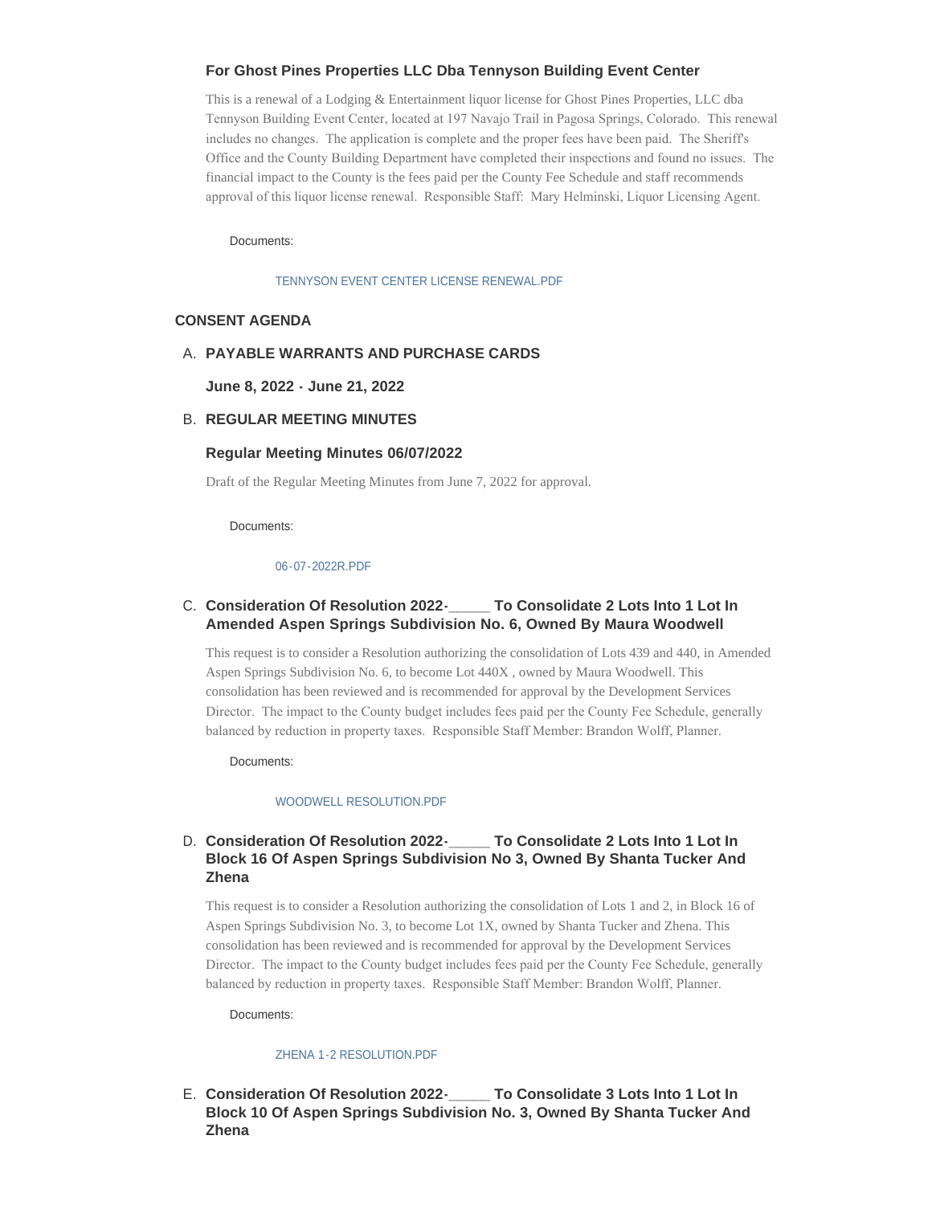### For Ghost Pines Properties LLC Dba Tennyson Building Event Center

This is a renewal of a Lodging & Entertainment liquor license for Ghost Pines Properties, LLC dba Tennyson Building Event Center, located at 197 Navajo Trail in Pagosa Springs, Colorado. This renewal includes no changes. The application is complete and the proper fees have been paid. The Sheriff's Office and the County Building Department have completed their inspections and found no issues. The financial impact to the County is the fees paid per the County Fee Schedule and staff recommends approval of this liquor license renewal. Responsible Staff: Mary Helminski, Liquor Licensing Agent.

Documents:

TENNYSON EVENT CENTER LICENSE RENEWAL.PDF

## CONSENT AGENDA

A. **PAYABLE WARRANTS AND PURCHASE CARDS**

**June 8, 2022 - June 21, 2022**

B. **REGULAR MEETING MINUTES**

**Regular Meeting Minutes 06/07/2022**

Draft of the Regular Meeting Minutes from June 7, 2022 for approval.

Documents:

06-07-2022R.PDF

C. **Consideration Of Resolution 2022-_____ To Consolidate 2 Lots Into 1 Lot In Amended Aspen Springs Subdivision No. 6, Owned By Maura Woodwell**

This request is to consider a Resolution authorizing the consolidation of Lots 439 and 440, in Amended Aspen Springs Subdivision No. 6, to become Lot 440X , owned by Maura Woodwell. This consolidation has been reviewed and is recommended for approval by the Development Services Director. The impact to the County budget includes fees paid per the County Fee Schedule, generally balanced by reduction in property taxes. Responsible Staff Member: Brandon Wolff, Planner.

Documents:

WOODWELL RESOLUTION.PDF

D. **Consideration Of Resolution 2022-_____ To Consolidate 2 Lots Into 1 Lot In Block 16 Of Aspen Springs Subdivision No 3, Owned By Shanta Tucker And Zhena**

This request is to consider a Resolution authorizing the consolidation of Lots 1 and 2, in Block 16 of Aspen Springs Subdivision No. 3, to become Lot 1X, owned by Shanta Tucker and Zhena. This consolidation has been reviewed and is recommended for approval by the Development Services Director. The impact to the County budget includes fees paid per the County Fee Schedule, generally balanced by reduction in property taxes. Responsible Staff Member: Brandon Wolff, Planner.

Documents:

ZHENA 1-2 RESOLUTION.PDF

E. **Consideration Of Resolution 2022-_____ To Consolidate 3 Lots Into 1 Lot In Block 10 Of Aspen Springs Subdivision No. 3, Owned By Shanta Tucker And Zhena**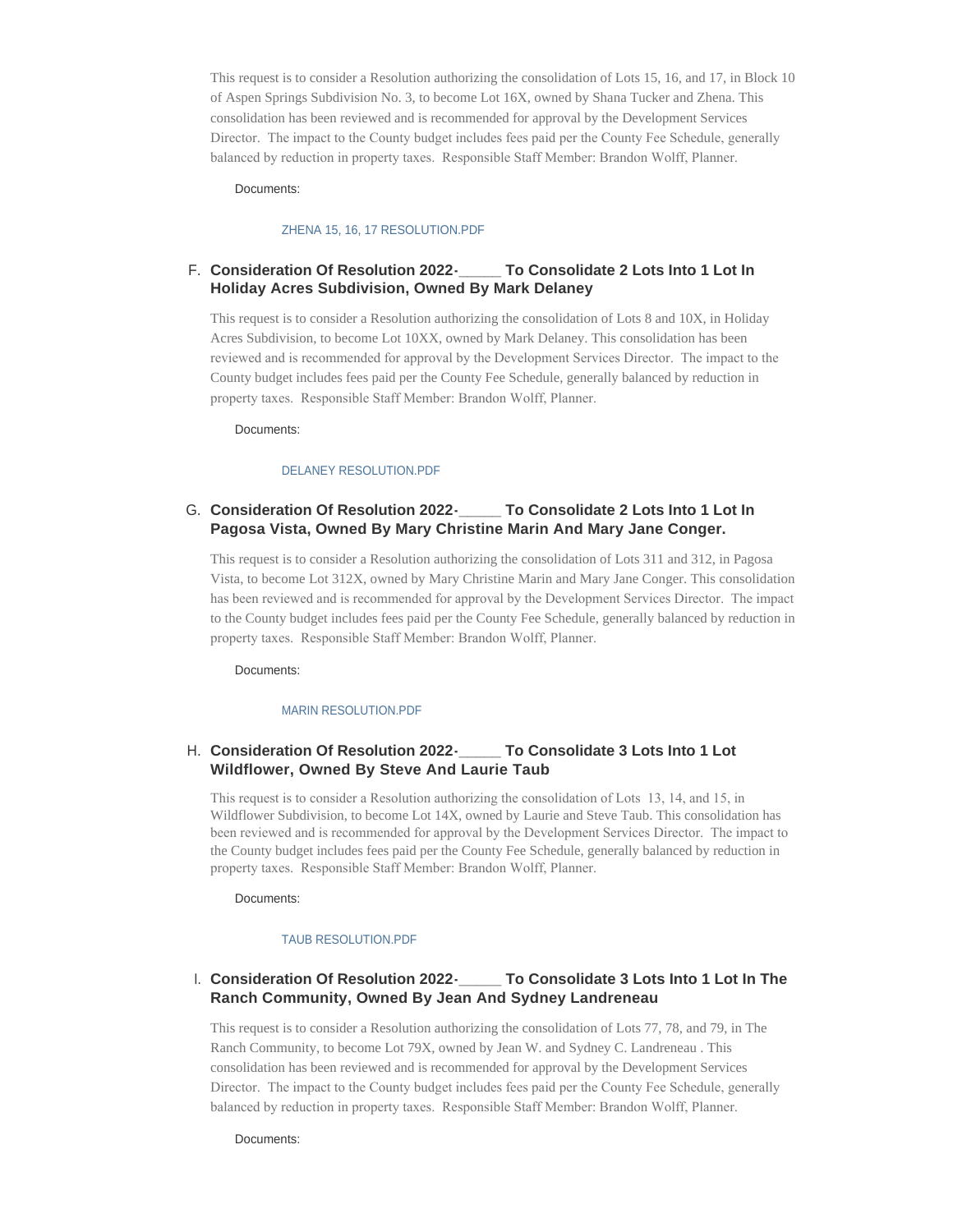This request is to consider a Resolution authorizing the consolidation of Lots 15, 16, and 17, in Block 10 of Aspen Springs Subdivision No. 3, to become Lot 16X, owned by Shana Tucker and Zhena. This consolidation has been reviewed and is recommended for approval by the Development Services Director. The impact to the County budget includes fees paid per the County Fee Schedule, generally balanced by reduction in property taxes. Responsible Staff Member: Brandon Wolff, Planner.

Documents:

ZHENA 15, 16, 17 RESOLUTION.PDF

F. **Consideration Of Resolution 2022-_____ To Consolidate 2 Lots Into 1 Lot In Holiday Acres Subdivision, Owned By Mark Delaney**

This request is to consider a Resolution authorizing the consolidation of Lots 8 and 10X, in Holiday Acres Subdivision, to become Lot 10XX, owned by Mark Delaney. This consolidation has been reviewed and is recommended for approval by the Development Services Director. The impact to the County budget includes fees paid per the County Fee Schedule, generally balanced by reduction in property taxes. Responsible Staff Member: Brandon Wolff, Planner.

Documents:

DELANEY RESOLUTION.PDF

G. **Consideration Of Resolution 2022-_____ To Consolidate 2 Lots Into 1 Lot In Pagosa Vista, Owned By Mary Christine Marin And Mary Jane Conger.**

This request is to consider a Resolution authorizing the consolidation of Lots 311 and 312, in Pagosa Vista, to become Lot 312X, owned by Mary Christine Marin and Mary Jane Conger. This consolidation has been reviewed and is recommended for approval by the Development Services Director. The impact to the County budget includes fees paid per the County Fee Schedule, generally balanced by reduction in property taxes. Responsible Staff Member: Brandon Wolff, Planner.

Documents:

MARIN RESOLUTION.PDF

H. **Consideration Of Resolution 2022-_____ To Consolidate 3 Lots Into 1 Lot Wildflower, Owned By Steve And Laurie Taub**

This request is to consider a Resolution authorizing the consolidation of Lots 13, 14, and 15, in Wildflower Subdivision, to become Lot 14X, owned by Laurie and Steve Taub. This consolidation has been reviewed and is recommended for approval by the Development Services Director. The impact to the County budget includes fees paid per the County Fee Schedule, generally balanced by reduction in property taxes. Responsible Staff Member: Brandon Wolff, Planner.

Documents:

TAUB RESOLUTION.PDF

I. **Consideration Of Resolution 2022-_____ To Consolidate 3 Lots Into 1 Lot In The Ranch Community, Owned By Jean And Sydney Landreneau**

This request is to consider a Resolution authorizing the consolidation of Lots 77, 78, and 79, in The Ranch Community, to become Lot 79X, owned by Jean W. and Sydney C. Landreneau . This consolidation has been reviewed and is recommended for approval by the Development Services Director. The impact to the County budget includes fees paid per the County Fee Schedule, generally balanced by reduction in property taxes. Responsible Staff Member: Brandon Wolff, Planner.

Documents: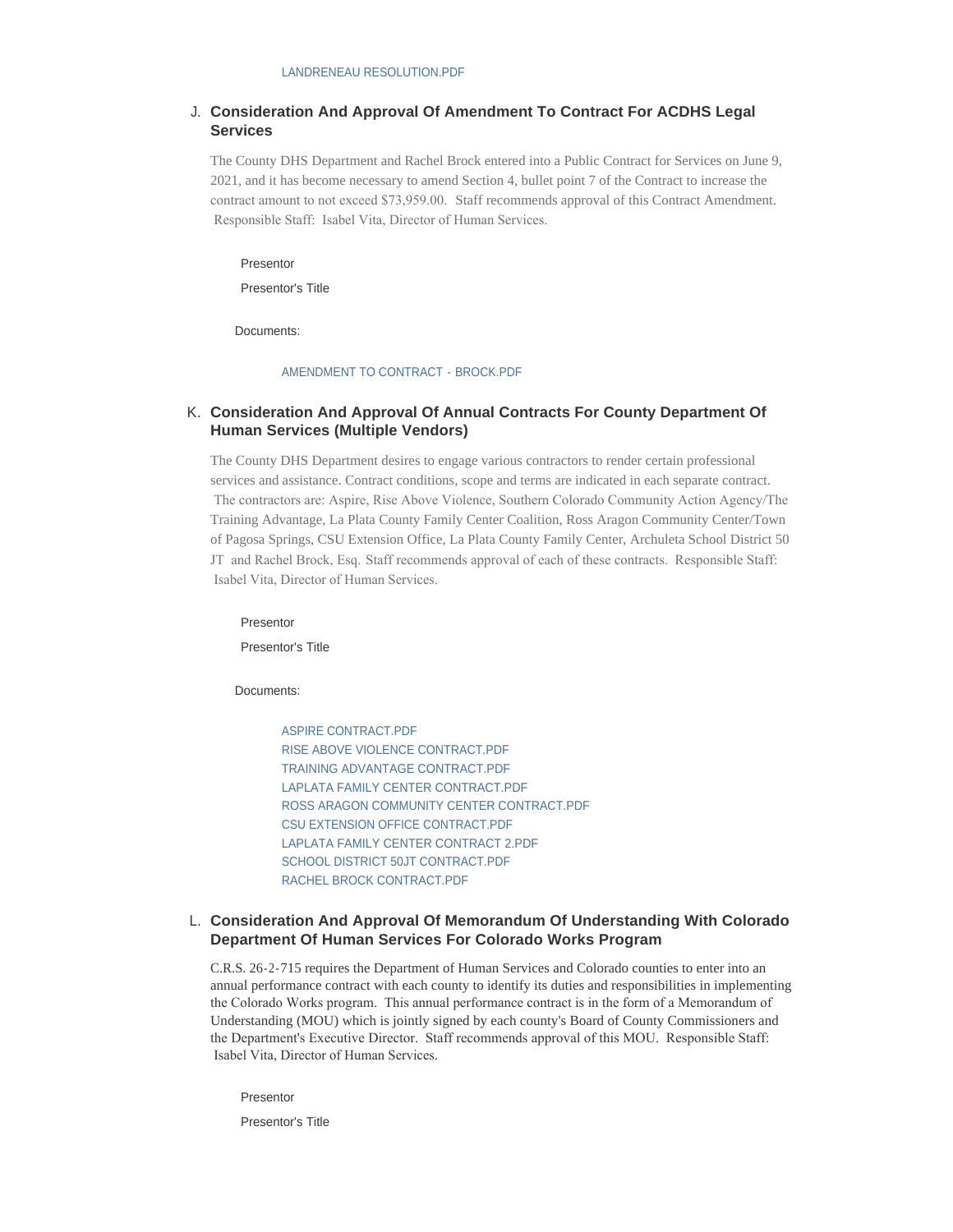LANDRENEAU RESOLUTION.PDF

J. **Consideration And Approval Of Amendment To Contract For ACDHS Legal Services**

The County DHS Department and Rachel Brock entered into a Public Contract for Services on June 9, 2021, and it has become necessary to amend Section 4, bullet point 7 of the Contract to increase the contract amount to not exceed $73,959.00. Staff recommends approval of this Contract Amendment. Responsible Staff: Isabel Vita, Director of Human Services.

Presentor

Presentor's Title

Documents:

AMENDMENT TO CONTRACT - BROCK.PDF

K. **Consideration And Approval Of Annual Contracts For County Department Of Human Services (Multiple Vendors)**

The County DHS Department desires to engage various contractors to render certain professional services and assistance. Contract conditions, scope and terms are indicated in each separate contract. The contractors are: Aspire, Rise Above Violence, Southern Colorado Community Action Agency/The Training Advantage, La Plata County Family Center Coalition, Ross Aragon Community Center/Town of Pagosa Springs, CSU Extension Office, La Plata County Family Center, Archuleta School District 50 JT and Rachel Brock, Esq. Staff recommends approval of each of these contracts. Responsible Staff: Isabel Vita, Director of Human Services.

Presentor

Presentor's Title

Documents:

ASPIRE CONTRACT.PDF
RISE ABOVE VIOLENCE CONTRACT.PDF
TRAINING ADVANTAGE CONTRACT.PDF
LAPLATA FAMILY CENTER CONTRACT.PDF
ROSS ARAGON COMMUNITY CENTER CONTRACT.PDF
CSU EXTENSION OFFICE CONTRACT.PDF
LAPLATA FAMILY CENTER CONTRACT 2.PDF
SCHOOL DISTRICT 50JT CONTRACT.PDF
RACHEL BROCK CONTRACT.PDF

L. **Consideration And Approval Of Memorandum Of Understanding With Colorado Department Of Human Services For Colorado Works Program**

C.R.S. 26-2-715 requires the Department of Human Services and Colorado counties to enter into an annual performance contract with each county to identify its duties and responsibilities in implementing the Colorado Works program. This annual performance contract is in the form of a Memorandum of Understanding (MOU) which is jointly signed by each county's Board of County Commissioners and the Department's Executive Director. Staff recommends approval of this MOU. Responsible Staff: Isabel Vita, Director of Human Services.

Presentor

Presentor's Title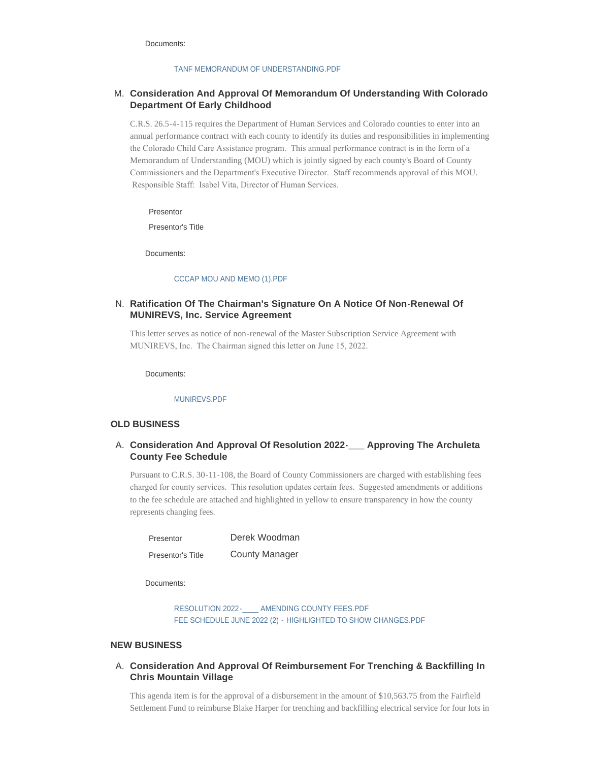Documents:

TANF MEMORANDUM OF UNDERSTANDING.PDF

M. **Consideration And Approval Of Memorandum Of Understanding With Colorado Department Of Early Childhood**

C.R.S. 26.5-4-115 requires the Department of Human Services and Colorado counties to enter into an annual performance contract with each county to identify its duties and responsibilities in implementing the Colorado Child Care Assistance program. This annual performance contract is in the form of a Memorandum of Understanding (MOU) which is jointly signed by each county's Board of County Commissioners and the Department's Executive Director. Staff recommends approval of this MOU. Responsible Staff: Isabel Vita, Director of Human Services.

Presentor

Presentor's Title

Documents:

CCCAP MOU AND MEMO (1).PDF

N. **Ratification Of The Chairman's Signature On A Notice Of Non-Renewal Of MUNIREVS, Inc. Service Agreement**

This letter serves as notice of non-renewal of the Master Subscription Service Agreement with MUNIREVS, Inc. The Chairman signed this letter on June 15, 2022.

Documents:

MUNIREVS.PDF

## OLD BUSINESS

A. **Consideration And Approval Of Resolution 2022-___ Approving The Archuleta County Fee Schedule**

Pursuant to C.R.S. 30-11-108, the Board of County Commissioners are charged with establishing fees charged for county services. This resolution updates certain fees. Suggested amendments or additions to the fee schedule are attached and highlighted in yellow to ensure transparency in how the county represents changing fees.

| | |
|---|---|
| Presentor | Derek Woodman |
| Presentor's Title | County Manager |

Documents:

RESOLUTION 2022-____ AMENDING COUNTY FEES.PDF
FEE SCHEDULE JUNE 2022 (2) - HIGHLIGHTED TO SHOW CHANGES.PDF

## NEW BUSINESS

A. **Consideration And Approval Of Reimbursement For Trenching & Backfilling In Chris Mountain Village**

This agenda item is for the approval of a disbursement in the amount of $10,563.75 from the Fairfield Settlement Fund to reimburse Blake Harper for trenching and backfilling electrical service for four lots in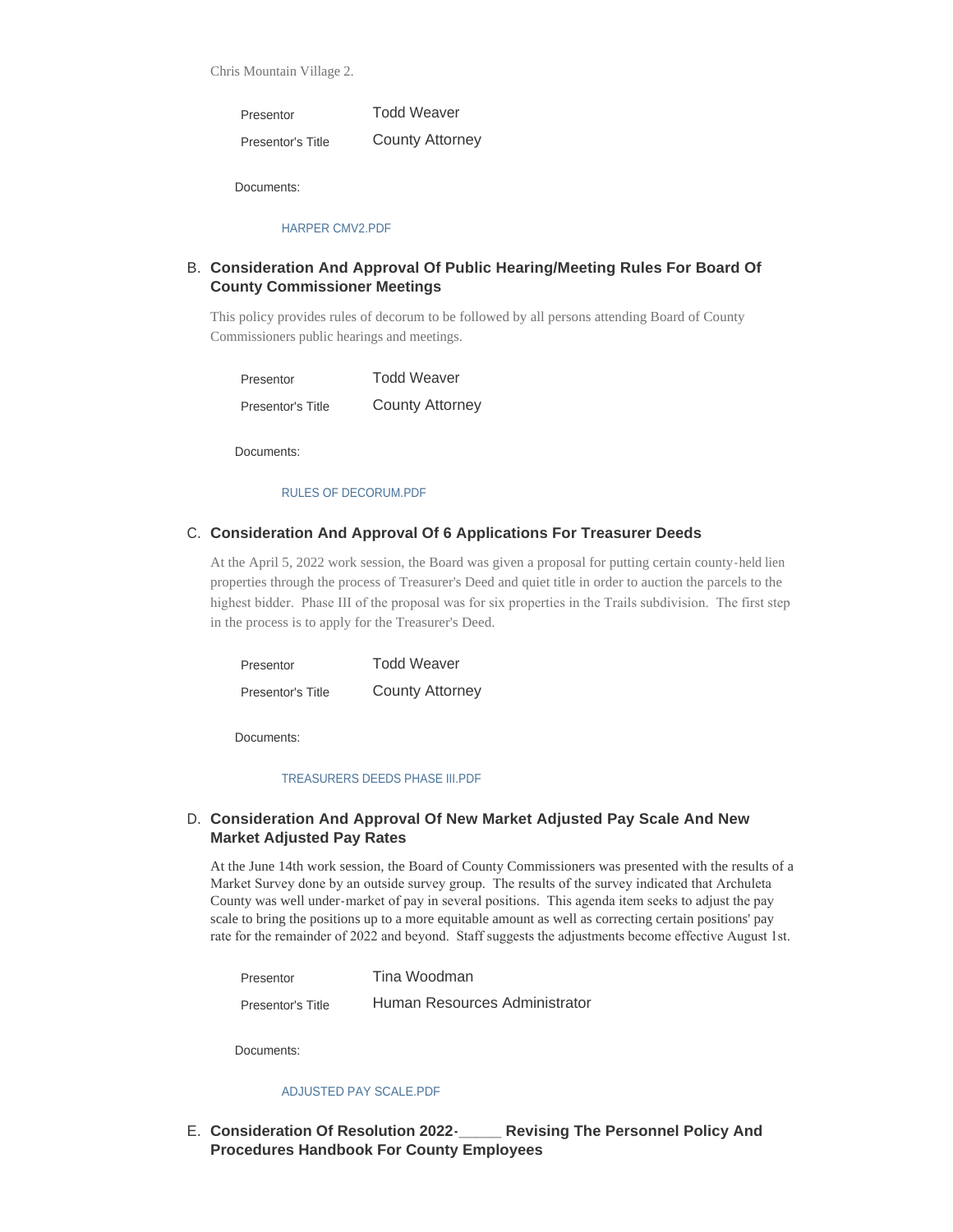Chris Mountain Village 2.

| Presentor | Todd Weaver |
|---|---|
| Presentor's Title | County Attorney |

Documents:

HARPER CMV2.PDF

### B. Consideration And Approval Of Public Hearing/Meeting Rules For Board Of County Commissioner Meetings

This policy provides rules of decorum to be followed by all persons attending Board of County Commissioners public hearings and meetings.

| Presentor | Todd Weaver |
|---|---|
| Presentor's Title | County Attorney |

Documents:

RULES OF DECORUM.PDF

### C. Consideration And Approval Of 6 Applications For Treasurer Deeds

At the April 5, 2022 work session, the Board was given a proposal for putting certain county-held lien properties through the process of Treasurer's Deed and quiet title in order to auction the parcels to the highest bidder. Phase III of the proposal was for six properties in the Trails subdivision. The first step in the process is to apply for the Treasurer's Deed.

| Presentor | Todd Weaver |
|---|---|
| Presentor's Title | County Attorney |

Documents:

TREASURERS DEEDS PHASE III.PDF

### D. Consideration And Approval Of New Market Adjusted Pay Scale And New Market Adjusted Pay Rates

At the June 14th work session, the Board of County Commissioners was presented with the results of a Market Survey done by an outside survey group. The results of the survey indicated that Archuleta County was well under-market of pay in several positions. This agenda item seeks to adjust the pay scale to bring the positions up to a more equitable amount as well as correcting certain positions' pay rate for the remainder of 2022 and beyond. Staff suggests the adjustments become effective August 1st.

| Presentor | Tina Woodman |
|---|---|
| Presentor's Title | Human Resources Administrator |

Documents:

ADJUSTED PAY SCALE.PDF

### E. Consideration Of Resolution 2022-_____ Revising The Personnel Policy And Procedures Handbook For County Employees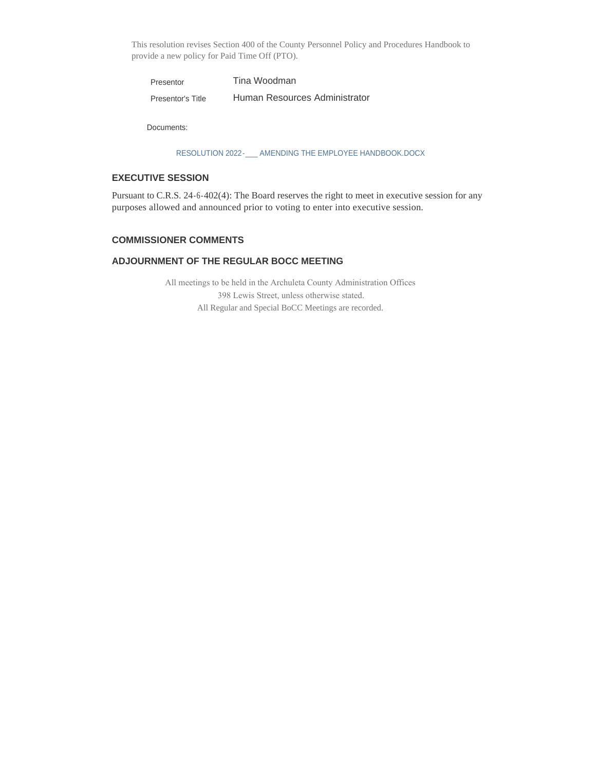This resolution revises Section 400 of the County Personnel Policy and Procedures Handbook to provide a new policy for Paid Time Off (PTO).

| | |
|---|---|
| Presentor | Tina Woodman |
| Presentor's Title | Human Resources Administrator |

Documents:

RESOLUTION 2022-___ AMENDING THE EMPLOYEE HANDBOOK.DOCX

## EXECUTIVE SESSION

Pursuant to C.R.S. 24-6-402(4): The Board reserves the right to meet in executive session for any purposes allowed and announced prior to voting to enter into executive session.

## COMMISSIONER COMMENTS

## ADJOURNMENT OF THE REGULAR BOCC MEETING

All meetings to be held in the Archuleta County Administration Offices
398 Lewis Street, unless otherwise stated.
All Regular and Special BoCC Meetings are recorded.